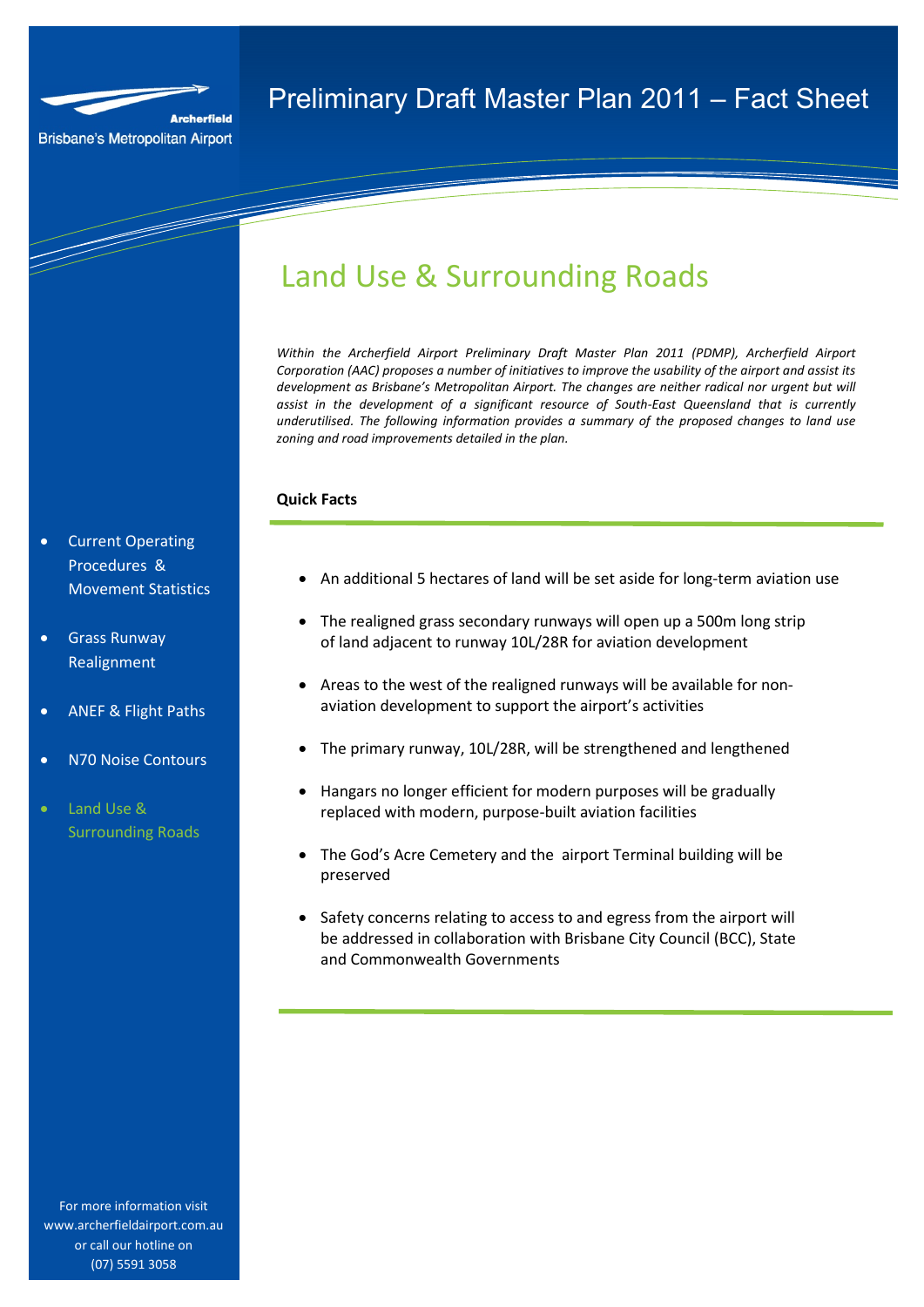Archerfield
Brisbane's Metropolitan Airport

# Preliminary Draft Master Plan 2011 – Fact Sheet

- Current Operating Procedures & Movement Statistics
- Grass Runway Realignment
- ANEF & Flight Paths
- N70 Noise Contours
- Land Use & Surrounding Roads

## Land Use & Surrounding Roads

*Within the Archerfield Airport Preliminary Draft Master Plan 2011 (PDMP), Archerfield Airport Corporation (AAC) proposes a number of initiatives to improve the usability of the airport and assist its development as Brisbane's Metropolitan Airport. The changes are neither radical nor urgent but will assist in the development of a significant resource of South-East Queensland that is currently underutilised. The following information provides a summary of the proposed changes to land use zoning and road improvements detailed in the plan.*

**Quick Facts**

- An additional 5 hectares of land will be set aside for long-term aviation use
- The realigned grass secondary runways will open up a 500m long strip of land adjacent to runway 10L/28R for aviation development
- Areas to the west of the realigned runways will be available for non-aviation development to support the airport's activities
- The primary runway, 10L/28R, will be strengthened and lengthened
- Hangars no longer efficient for modern purposes will be gradually replaced with modern, purpose-built aviation facilities
- The God's Acre Cemetery and the airport Terminal building will be preserved
- Safety concerns relating to access to and egress from the airport will be addressed in collaboration with Brisbane City Council (BCC), State and Commonwealth Governments

For more information visit www.archerfieldairport.com.au or call our hotline on (07) 5591 3058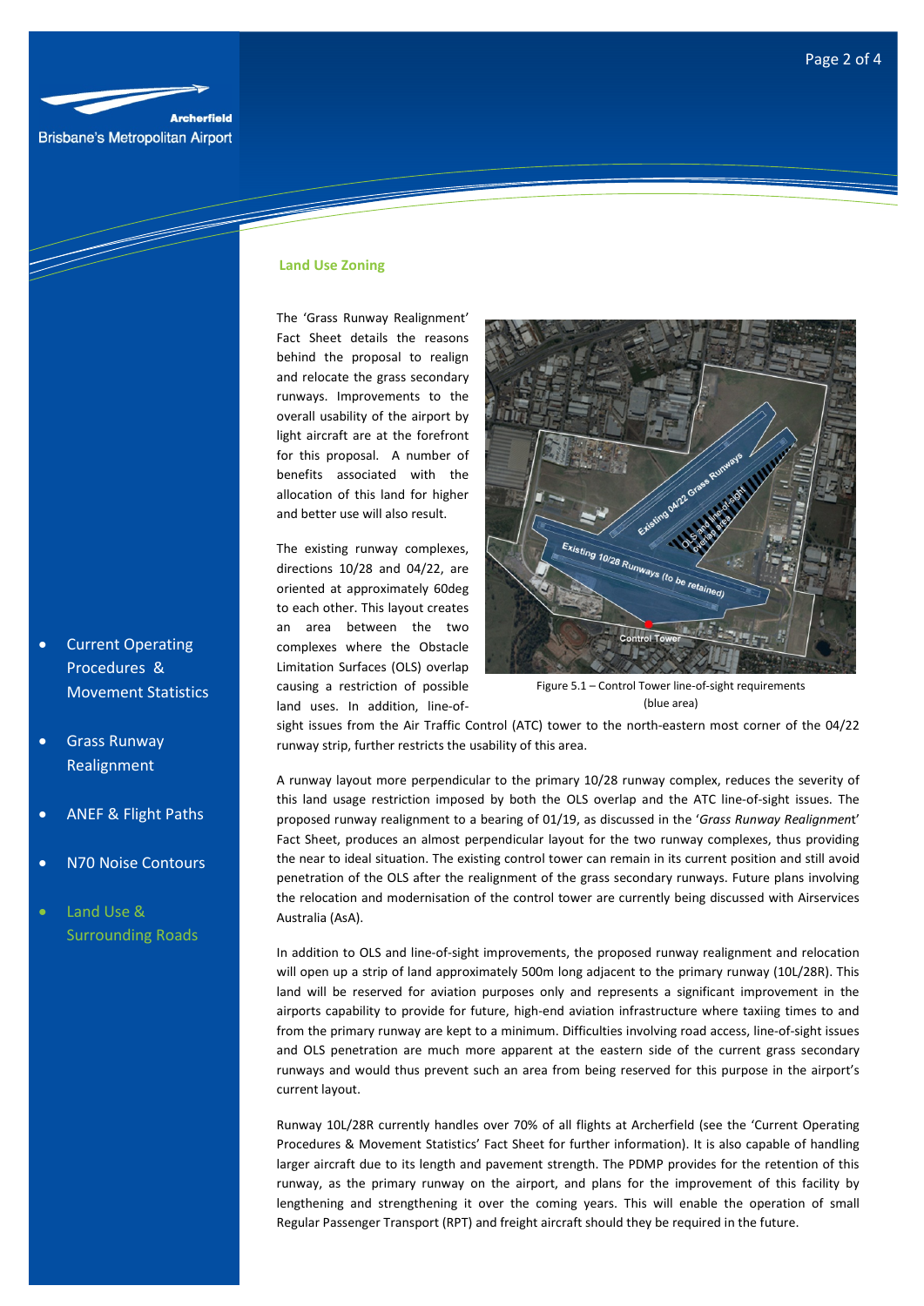## Land Use Zoning

The 'Grass Runway Realignment' Fact Sheet details the reasons behind the proposal to realign and relocate the grass secondary runways. Improvements to the overall usability of the airport by light aircraft are at the forefront for this proposal. A number of benefits associated with the allocation of this land for higher and better use will also result.

The existing runway complexes, directions 10/28 and 04/22, are oriented at approximately 60deg to each other. This layout creates an area between the two complexes where the Obstacle Limitation Surfaces (OLS) overlap causing a restriction of possible land uses. In addition, line-of-sight issues from the Air Traffic Control (ATC) tower to the north-eastern most corner of the 04/22 runway strip, further restricts the usability of this area.

Figure 5.1 – Control Tower line-of-sight requirements (blue area)

A runway layout more perpendicular to the primary 10/28 runway complex, reduces the severity of this land usage restriction imposed by both the OLS overlap and the ATC line-of-sight issues. The proposed runway realignment to a bearing of 01/19, as discussed in the '*Grass Runway Realignment*' Fact Sheet, produces an almost perpendicular layout for the two runway complexes, thus providing the near to ideal situation. The existing control tower can remain in its current position and still avoid penetration of the OLS after the realignment of the grass secondary runways. Future plans involving the relocation and modernisation of the control tower are currently being discussed with Airservices Australia (AsA).

In addition to OLS and line-of-sight improvements, the proposed runway realignment and relocation will open up a strip of land approximately 500m long adjacent to the primary runway (10L/28R). This land will be reserved for aviation purposes only and represents a significant improvement in the airports capability to provide for future, high-end aviation infrastructure where taxiing times to and from the primary runway are kept to a minimum. Difficulties involving road access, line-of-sight issues and OLS penetration are much more apparent at the eastern side of the current grass secondary runways and would thus prevent such an area from being reserved for this purpose in the airport's current layout.

Runway 10L/28R currently handles over 70% of all flights at Archerfield (see the 'Current Operating Procedures & Movement Statistics' Fact Sheet for further information). It is also capable of handling larger aircraft due to its length and pavement strength. The PDMP provides for the retention of this runway, as the primary runway on the airport, and plans for the improvement of this facility by lengthening and strengthening it over the coming years. This will enable the operation of small Regular Passenger Transport (RPT) and freight aircraft should they be required in the future.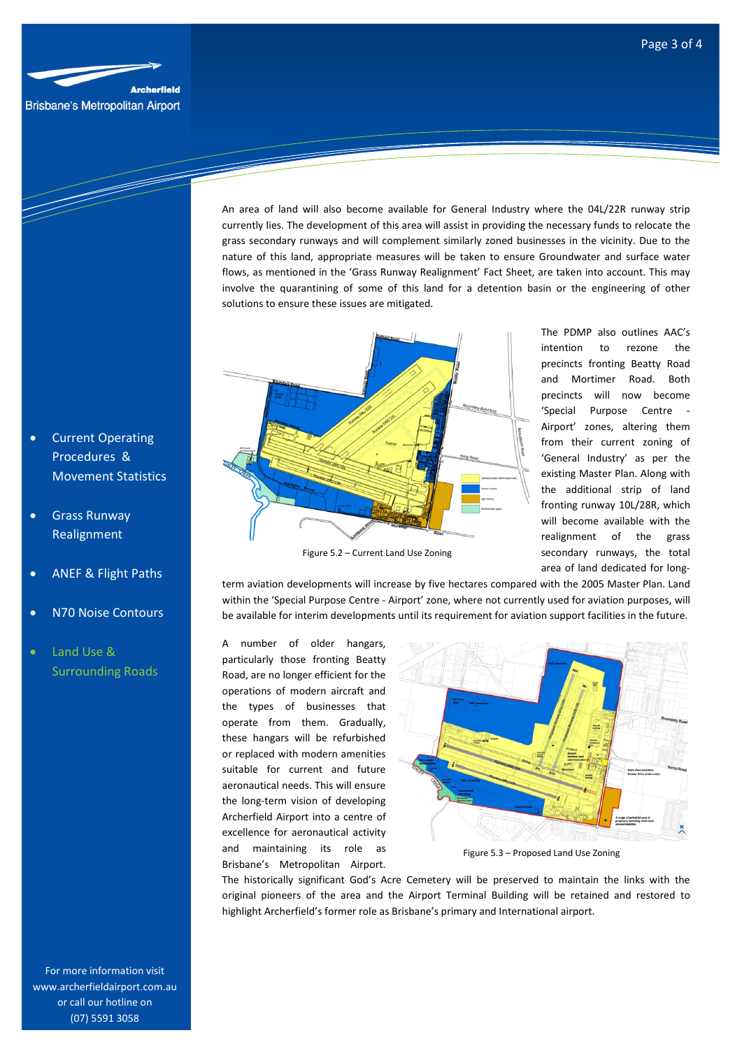An area of land will also become available for General Industry where the 04L/22R runway strip currently lies. The development of this area will assist in providing the necessary funds to relocate the grass secondary runways and will complement similarly zoned businesses in the vicinity. Due to the nature of this land, appropriate measures will be taken to ensure Groundwater and surface water flows, as mentioned in the 'Grass Runway Realignment' Fact Sheet, are taken into account. This may involve the quarantining of some of this land for a detention basin or the engineering of other solutions to ensure these issues are mitigated.

Figure 5.2 – Current Land Use Zoning

The PDMP also outlines AAC's intention to rezone the precincts fronting Beatty Road and Mortimer Road. Both precincts will now become 'Special Purpose Centre - Airport' zones, altering them from their current zoning of 'General Industry' as per the existing Master Plan. Along with the additional strip of land fronting runway 10L/28R, which will become available with the realignment of the grass secondary runways, the total area of land dedicated for long-term aviation developments will increase by five hectares compared with the 2005 Master Plan. Land within the 'Special Purpose Centre - Airport' zone, where not currently used for aviation purposes, will be available for interim developments until its requirement for aviation support facilities in the future.

A number of older hangars, particularly those fronting Beatty Road, are no longer efficient for the operations of modern aircraft and the types of businesses that operate from them. Gradually, these hangars will be refurbished or replaced with modern amenities suitable for current and future aeronautical needs. This will ensure the long-term vision of developing Archerfield Airport into a centre of excellence for aeronautical activity and maintaining its role as Brisbane's Metropolitan Airport.

Figure 5.3 – Proposed Land Use Zoning

The historically significant God's Acre Cemetery will be preserved to maintain the links with the original pioneers of the area and the Airport Terminal Building will be retained and restored to highlight Archerfield's former role as Brisbane's primary and International airport.

- Current Operating Procedures & Movement Statistics
- Grass Runway Realignment
- ANEF & Flight Paths
- N70 Noise Contours
- Land Use & Surrounding Roads

For more information visit www.archerfieldairport.com.au or call our hotline on (07) 5591 3058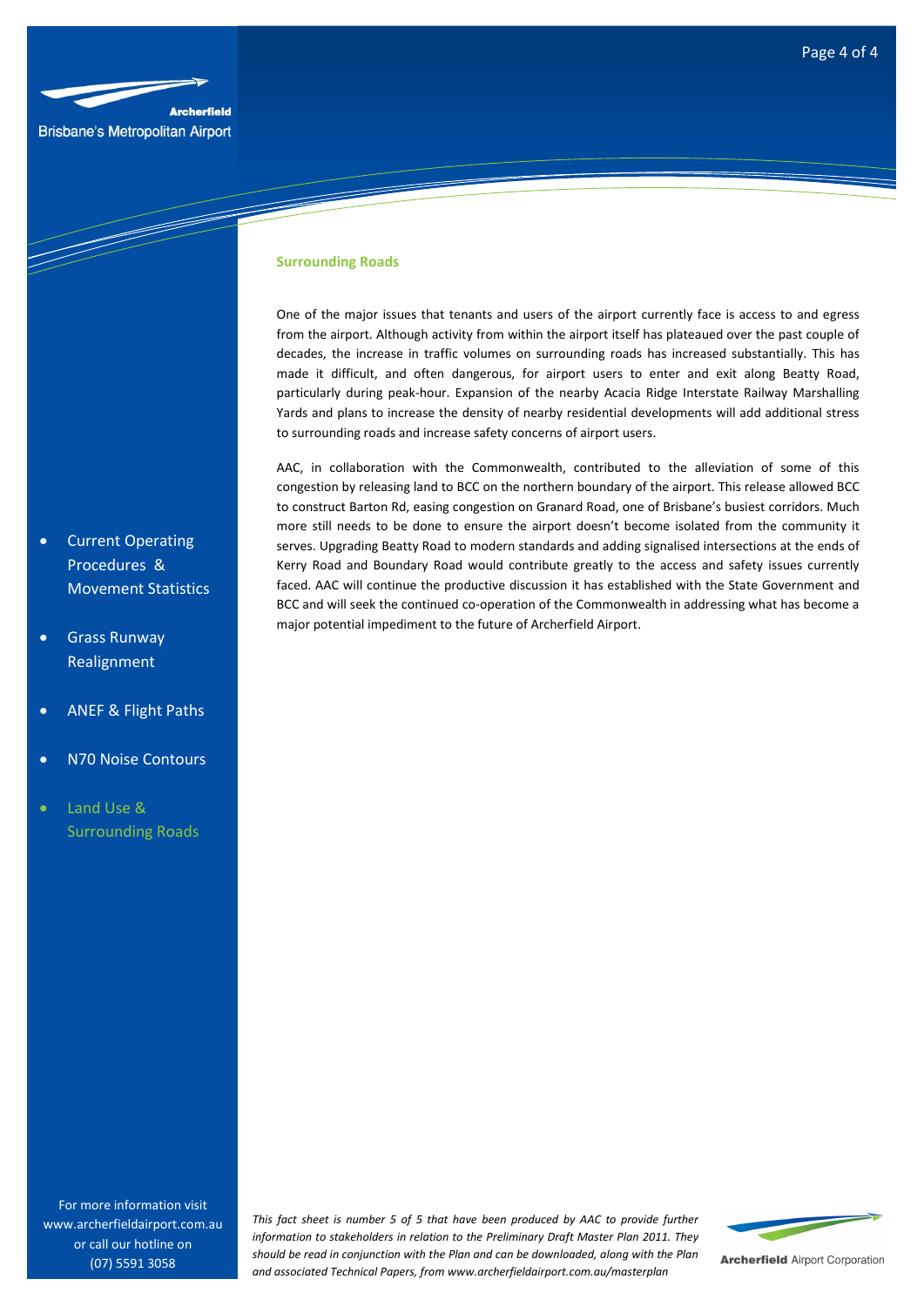Archerfield
Brisbane's Metropolitan Airport

## Surrounding Roads

One of the major issues that tenants and users of the airport currently face is access to and egress from the airport. Although activity from within the airport itself has plateaued over the past couple of decades, the increase in traffic volumes on surrounding roads has increased substantially. This has made it difficult, and often dangerous, for airport users to enter and exit along Beatty Road, particularly during peak-hour. Expansion of the nearby Acacia Ridge Interstate Railway Marshalling Yards and plans to increase the density of nearby residential developments will add additional stress to surrounding roads and increase safety concerns of airport users.

AAC, in collaboration with the Commonwealth, contributed to the alleviation of some of this congestion by releasing land to BCC on the northern boundary of the airport. This release allowed BCC to construct Barton Rd, easing congestion on Granard Road, one of Brisbane's busiest corridors. Much more still needs to be done to ensure the airport doesn't become isolated from the community it serves. Upgrading Beatty Road to modern standards and adding signalised intersections at the ends of Kerry Road and Boundary Road would contribute greatly to the access and safety issues currently faced. AAC will continue the productive discussion it has established with the State Government and BCC and will seek the continued co-operation of the Commonwealth in addressing what has become a major potential impediment to the future of Archerfield Airport.

- Current Operating Procedures & Movement Statistics
- Grass Runway Realignment
- ANEF & Flight Paths
- N70 Noise Contours
- Land Use & Surrounding Roads

For more information visit www.archerfieldairport.com.au or call our hotline on (07) 5591 3058

*This fact sheet is number 5 of 5 that have been produced by AAC to provide further information to stakeholders in relation to the Preliminary Draft Master Plan 2011. They should be read in conjunction with the Plan and can be downloaded, along with the Plan and associated Technical Papers, from www.archerfieldairport.com.au/masterplan*

Archerfield Airport Corporation